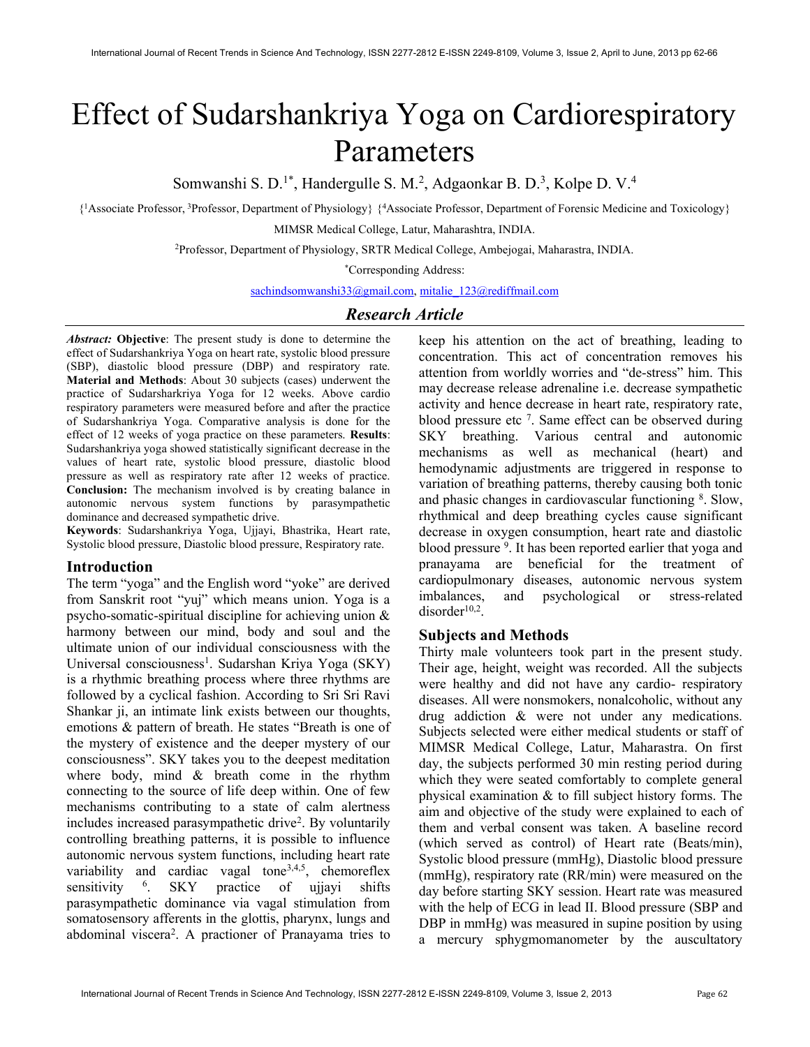# Effect of Sudarshankriya Yoga on Cardiorespiratory Parameters

Somwanshi S. D.[1*], Handergulle S. M.[2], Adgaonkar B. D.[3], Kolpe D. V.[4]

{[1]Associate Professor, [3]Professor, Department of Physiology} {[4]Associate Professor, Department of Forensic Medicine and Toxicology}

MIMSR Medical College, Latur, Maharashtra, INDIA.

[2]Professor, Department of Physiology, SRTR Medical College, Ambejogai, Maharastra, INDIA.

*Corresponding Address:

sachindsomwanshi33@gmail.com, mitalie_123@rediffmail.com

## *Research Article*

***Abstract:*** **Objective**: The present study is done to determine the effect of Sudarshankriya Yoga on heart rate, systolic blood pressure (SBP), diastolic blood pressure (DBP) and respiratory rate. **Material and Methods**: About 30 subjects (cases) underwent the practice of Sudarsharkriya Yoga for 12 weeks. Above cardio respiratory parameters were measured before and after the practice of Sudarshankriya Yoga. Comparative analysis is done for the effect of 12 weeks of yoga practice on these parameters. **Results**: Sudarshankriya yoga showed statistically significant decrease in the values of heart rate, systolic blood pressure, diastolic blood pressure as well as respiratory rate after 12 weeks of practice. **Conclusion:** The mechanism involved is by creating balance in autonomic nervous system functions by parasympathetic dominance and decreased sympathetic drive.

**Keywords**: Sudarshankriya Yoga, Ujjayi, Bhastrika, Heart rate, Systolic blood pressure, Diastolic blood pressure, Respiratory rate.

## Introduction

The term "yoga" and the English word "yoke" are derived from Sanskrit root "yuj" which means union. Yoga is a psycho-somatic-spiritual discipline for achieving union & harmony between our mind, body and soul and the ultimate union of our individual consciousness with the Universal consciousness[1]. Sudarshan Kriya Yoga (SKY) is a rhythmic breathing process where three rhythms are followed by a cyclical fashion. According to Sri Sri Ravi Shankar ji, an intimate link exists between our thoughts, emotions & pattern of breath. He states "Breath is one of the mystery of existence and the deeper mystery of our consciousness". SKY takes you to the deepest meditation where body, mind & breath come in the rhythm connecting to the source of life deep within. One of few mechanisms contributing to a state of calm alertness includes increased parasympathetic drive[2]. By voluntarily controlling breathing patterns, it is possible to influence autonomic nervous system functions, including heart rate variability and cardiac vagal tone[3,4,5], chemoreflex sensitivity [6]. SKY practice of ujjayi shifts parasympathetic dominance via vagal stimulation from somatosensory afferents in the glottis, pharynx, lungs and abdominal viscera[2]. A practioner of Pranayama tries to keep his attention on the act of breathing, leading to concentration. This act of concentration removes his attention from worldly worries and "de-stress" him. This may decrease release adrenaline i.e. decrease sympathetic activity and hence decrease in heart rate, respiratory rate, blood pressure etc [7]. Same effect can be observed during SKY breathing. Various central and autonomic mechanisms as well as mechanical (heart) and hemodynamic adjustments are triggered in response to variation of breathing patterns, thereby causing both tonic and phasic changes in cardiovascular functioning [8]. Slow, rhythmical and deep breathing cycles cause significant decrease in oxygen consumption, heart rate and diastolic blood pressure [9]. It has been reported earlier that yoga and pranayama are beneficial for the treatment of cardiopulmonary diseases, autonomic nervous system imbalances, and psychological or stress-related disorder[10,2].

## Subjects and Methods

Thirty male volunteers took part in the present study. Their age, height, weight was recorded. All the subjects were healthy and did not have any cardio- respiratory diseases. All were nonsmokers, nonalcoholic, without any drug addiction & were not under any medications. Subjects selected were either medical students or staff of MIMSR Medical College, Latur, Maharastra. On first day, the subjects performed 30 min resting period during which they were seated comfortably to complete general physical examination & to fill subject history forms. The aim and objective of the study were explained to each of them and verbal consent was taken. A baseline record (which served as control) of Heart rate (Beats/min), Systolic blood pressure (mmHg), Diastolic blood pressure (mmHg), respiratory rate (RR/min) were measured on the day before starting SKY session. Heart rate was measured with the help of ECG in lead II. Blood pressure (SBP and DBP in mmHg) was measured in supine position by using a mercury sphygmomanometer by the auscultatory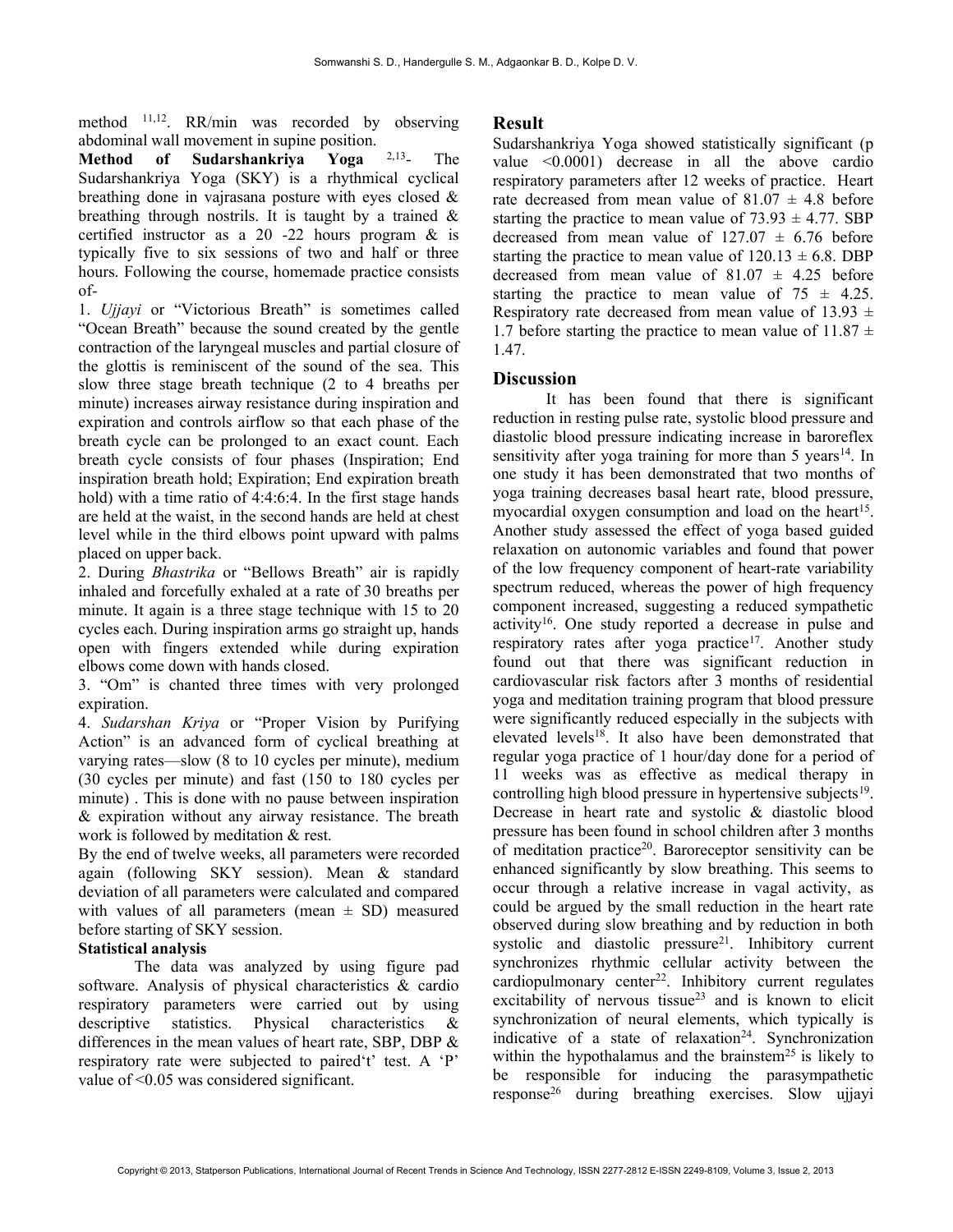method [11,12]. RR/min was recorded by observing abdominal wall movement in supine position.

**Method of Sudarshankriya Yoga** [2,13]- The Sudarshankriya Yoga (SKY) is a rhythmical cyclical breathing done in vajrasana posture with eyes closed & breathing through nostrils. It is taught by a trained & certified instructor as a 20 -22 hours program & is typically five to six sessions of two and half or three hours. Following the course, homemade practice consists of-

1. *Ujjayi* or "Victorious Breath" is sometimes called "Ocean Breath" because the sound created by the gentle contraction of the laryngeal muscles and partial closure of the glottis is reminiscent of the sound of the sea. This slow three stage breath technique (2 to 4 breaths per minute) increases airway resistance during inspiration and expiration and controls airflow so that each phase of the breath cycle can be prolonged to an exact count. Each breath cycle consists of four phases (Inspiration; End inspiration breath hold; Expiration; End expiration breath hold) with a time ratio of 4:4:6:4. In the first stage hands are held at the waist, in the second hands are held at chest level while in the third elbows point upward with palms placed on upper back.
2. During *Bhastrika* or "Bellows Breath" air is rapidly inhaled and forcefully exhaled at a rate of 30 breaths per minute. It again is a three stage technique with 15 to 20 cycles each. During inspiration arms go straight up, hands open with fingers extended while during expiration elbows come down with hands closed.
3. "Om" is chanted three times with very prolonged expiration.
4. *Sudarshan Kriya* or "Proper Vision by Purifying Action" is an advanced form of cyclical breathing at varying rates—slow (8 to 10 cycles per minute), medium (30 cycles per minute) and fast (150 to 180 cycles per minute) . This is done with no pause between inspiration & expiration without any airway resistance. The breath work is followed by meditation & rest.

By the end of twelve weeks, all parameters were recorded again (following SKY session). Mean & standard deviation of all parameters were calculated and compared with values of all parameters (mean ± SD) measured before starting of SKY session.

**Statistical analysis**

The data was analyzed by using figure pad software. Analysis of physical characteristics & cardio respiratory parameters were carried out by using descriptive statistics. Physical characteristics & differences in the mean values of heart rate, SBP, DBP & respiratory rate were subjected to paired't' test. A 'P' value of <0.05 was considered significant.

## Result

Sudarshankriya Yoga showed statistically significant (p value <0.0001) decrease in all the above cardio respiratory parameters after 12 weeks of practice. Heart rate decreased from mean value of 81.07 ± 4.8 before starting the practice to mean value of 73.93 ± 4.77. SBP decreased from mean value of 127.07 ± 6.76 before starting the practice to mean value of 120.13 ± 6.8. DBP decreased from mean value of 81.07 ± 4.25 before starting the practice to mean value of 75 ± 4.25. Respiratory rate decreased from mean value of 13.93 ± 1.7 before starting the practice to mean value of 11.87 ± 1.47.

## Discussion

It has been found that there is significant reduction in resting pulse rate, systolic blood pressure and diastolic blood pressure indicating increase in baroreflex sensitivity after yoga training for more than 5 years[14]. In one study it has been demonstrated that two months of yoga training decreases basal heart rate, blood pressure, myocardial oxygen consumption and load on the heart[15]. Another study assessed the effect of yoga based guided relaxation on autonomic variables and found that power of the low frequency component of heart-rate variability spectrum reduced, whereas the power of high frequency component increased, suggesting a reduced sympathetic activity[16]. One study reported a decrease in pulse and respiratory rates after yoga practice[17]. Another study found out that there was significant reduction in cardiovascular risk factors after 3 months of residential yoga and meditation training program that blood pressure were significantly reduced especially in the subjects with elevated levels[18]. It also have been demonstrated that regular yoga practice of 1 hour/day done for a period of 11 weeks was as effective as medical therapy in controlling high blood pressure in hypertensive subjects[19]. Decrease in heart rate and systolic & diastolic blood pressure has been found in school children after 3 months of meditation practice[20]. Baroreceptor sensitivity can be enhanced significantly by slow breathing. This seems to occur through a relative increase in vagal activity, as could be argued by the small reduction in the heart rate observed during slow breathing and by reduction in both systolic and diastolic pressure[21]. Inhibitory current synchronizes rhythmic cellular activity between the cardiopulmonary center[22]. Inhibitory current regulates excitability of nervous tissue[23] and is known to elicit synchronization of neural elements, which typically is indicative of a state of relaxation[24]. Synchronization within the hypothalamus and the brainstem[25] is likely to be responsible for inducing the parasympathetic response[26] during breathing exercises. Slow ujjayi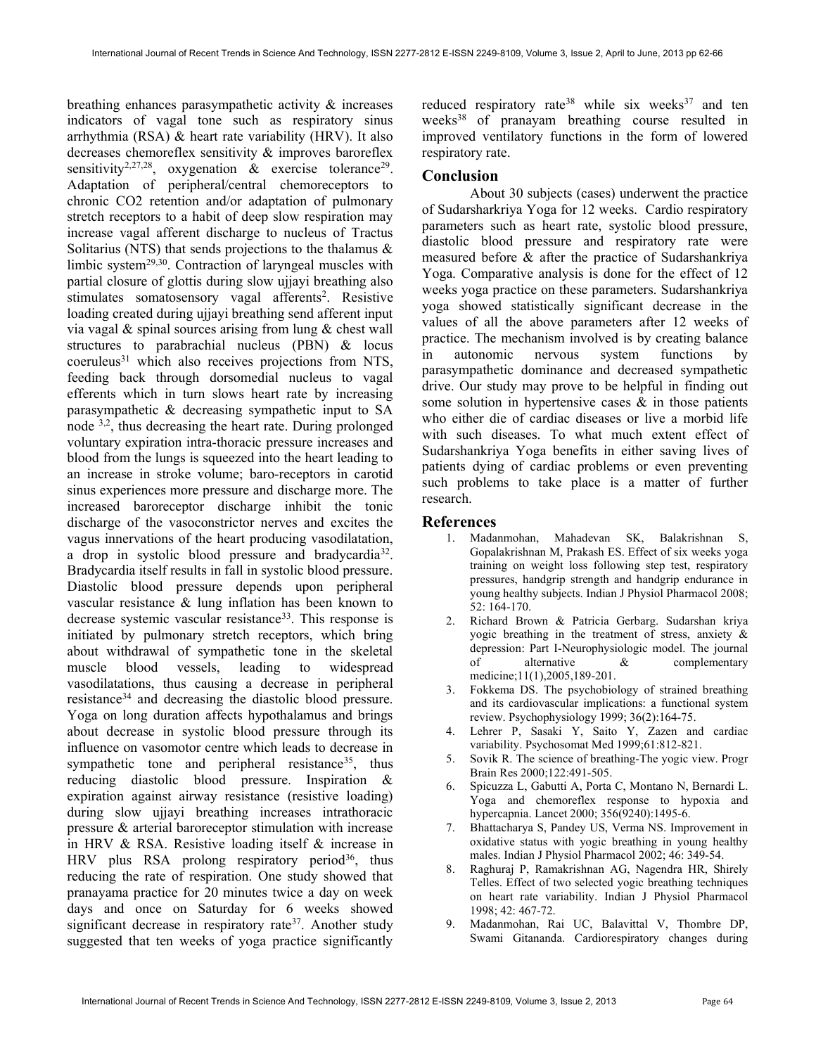breathing enhances parasympathetic activity & increases indicators of vagal tone such as respiratory sinus arrhythmia (RSA) & heart rate variability (HRV). It also decreases chemoreflex sensitivity & improves baroreflex sensitivity[2,27,28], oxygenation & exercise tolerance[29]. Adaptation of peripheral/central chemoreceptors to chronic $CO_2$ retention and/or adaptation of pulmonary stretch receptors to a habit of deep slow respiration may increase vagal afferent discharge to nucleus of Tractus Solitarius (NTS) that sends projections to the thalamus & limbic system[29,30]. Contraction of laryngeal muscles with partial closure of glottis during slow ujjayi breathing also stimulates somatosensory vagal afferents[2]. Resistive loading created during ujjayi breathing send afferent input via vagal & spinal sources arising from lung & chest wall structures to parabrachial nucleus (PBN) & locus coeruleus[31] which also receives projections from NTS, feeding back through dorsomedial nucleus to vagal efferents which in turn slows heart rate by increasing parasympathetic & decreasing sympathetic input to SA node [3,2], thus decreasing the heart rate. During prolonged voluntary expiration intra-thoracic pressure increases and blood from the lungs is squeezed into the heart leading to an increase in stroke volume; baro-receptors in carotid sinus experiences more pressure and discharge more. The increased baroreceptor discharge inhibit the tonic discharge of the vasoconstrictor nerves and excites the vagus innervations of the heart producing vasodilatation, a drop in systolic blood pressure and bradycardia[32]. Bradycardia itself results in fall in systolic blood pressure. Diastolic blood pressure depends upon peripheral vascular resistance & lung inflation has been known to decrease systemic vascular resistance[33]. This response is initiated by pulmonary stretch receptors, which bring about withdrawal of sympathetic tone in the skeletal muscle blood vessels, leading to widespread vasodilatations, thus causing a decrease in peripheral resistance[34] and decreasing the diastolic blood pressure. Yoga on long duration affects hypothalamus and brings about decrease in systolic blood pressure through its influence on vasomotor centre which leads to decrease in sympathetic tone and peripheral resistance[35], thus reducing diastolic blood pressure. Inspiration & expiration against airway resistance (resistive loading) during slow ujjayi breathing increases intrathoracic pressure & arterial baroreceptor stimulation with increase in HRV & RSA. Resistive loading itself & increase in HRV plus RSA prolong respiratory period[36], thus reducing the rate of respiration. One study showed that pranayama practice for 20 minutes twice a day on week days and once on Saturday for 6 weeks showed significant decrease in respiratory rate[37]. Another study suggested that ten weeks of yoga practice significantly reduced respiratory rate[38] while six weeks[37] and ten weeks[38] of pranayam breathing course resulted in improved ventilatory functions in the form of lowered respiratory rate.

## Conclusion

About 30 subjects (cases) underwent the practice of Sudarsharkriya Yoga for 12 weeks. Cardio respiratory parameters such as heart rate, systolic blood pressure, diastolic blood pressure and respiratory rate were measured before & after the practice of Sudarshankriya Yoga. Comparative analysis is done for the effect of 12 weeks yoga practice on these parameters. Sudarshankriya yoga showed statistically significant decrease in the values of all the above parameters after 12 weeks of practice. The mechanism involved is by creating balance in autonomic nervous system functions by parasympathetic dominance and decreased sympathetic drive. Our study may prove to be helpful in finding out some solution in hypertensive cases & in those patients who either die of cardiac diseases or live a morbid life with such diseases. To what much extent effect of Sudarshankriya Yoga benefits in either saving lives of patients dying of cardiac problems or even preventing such problems to take place is a matter of further research.

## References

1. Madanmohan, Mahadevan SK, Balakrishnan S, Gopalakrishnan M, Prakash ES. Effect of six weeks yoga training on weight loss following step test, respiratory pressures, handgrip strength and handgrip endurance in young healthy subjects. Indian J Physiol Pharmacol 2008; 52: 164-170.
2. Richard Brown & Patricia Gerbarg. Sudarshan kriya yogic breathing in the treatment of stress, anxiety & depression: Part I-Neurophysiologic model. The journal of alternative & complementary medicine;11(1),2005,189-201.
3. Fokkema DS. The psychobiology of strained breathing and its cardiovascular implications: a functional system review. Psychophysiology 1999; 36(2):164-75.
4. Lehrer P, Sasaki Y, Saito Y, Zazen and cardiac variability. Psychosomat Med 1999;61:812-821.
5. Sovik R. The science of breathing-The yogic view. Progr Brain Res 2000;122:491-505.
6. Spicuzza L, Gabutti A, Porta C, Montano N, Bernardi L. Yoga and chemoreflex response to hypoxia and hypercapnia. Lancet 2000; 356(9240):1495-6.
7. Bhattacharya S, Pandey US, Verma NS. Improvement in oxidative status with yogic breathing in young healthy males. Indian J Physiol Pharmacol 2002; 46: 349-54.
8. Raghuraj P, Ramakrishnan AG, Nagendra HR, Shirely Telles. Effect of two selected yogic breathing techniques on heart rate variability. Indian J Physiol Pharmacol 1998; 42: 467-72.
9. Madanmohan, Rai UC, Balavittal V, Thombre DP, Swami Gitananda. Cardiorespiratory changes during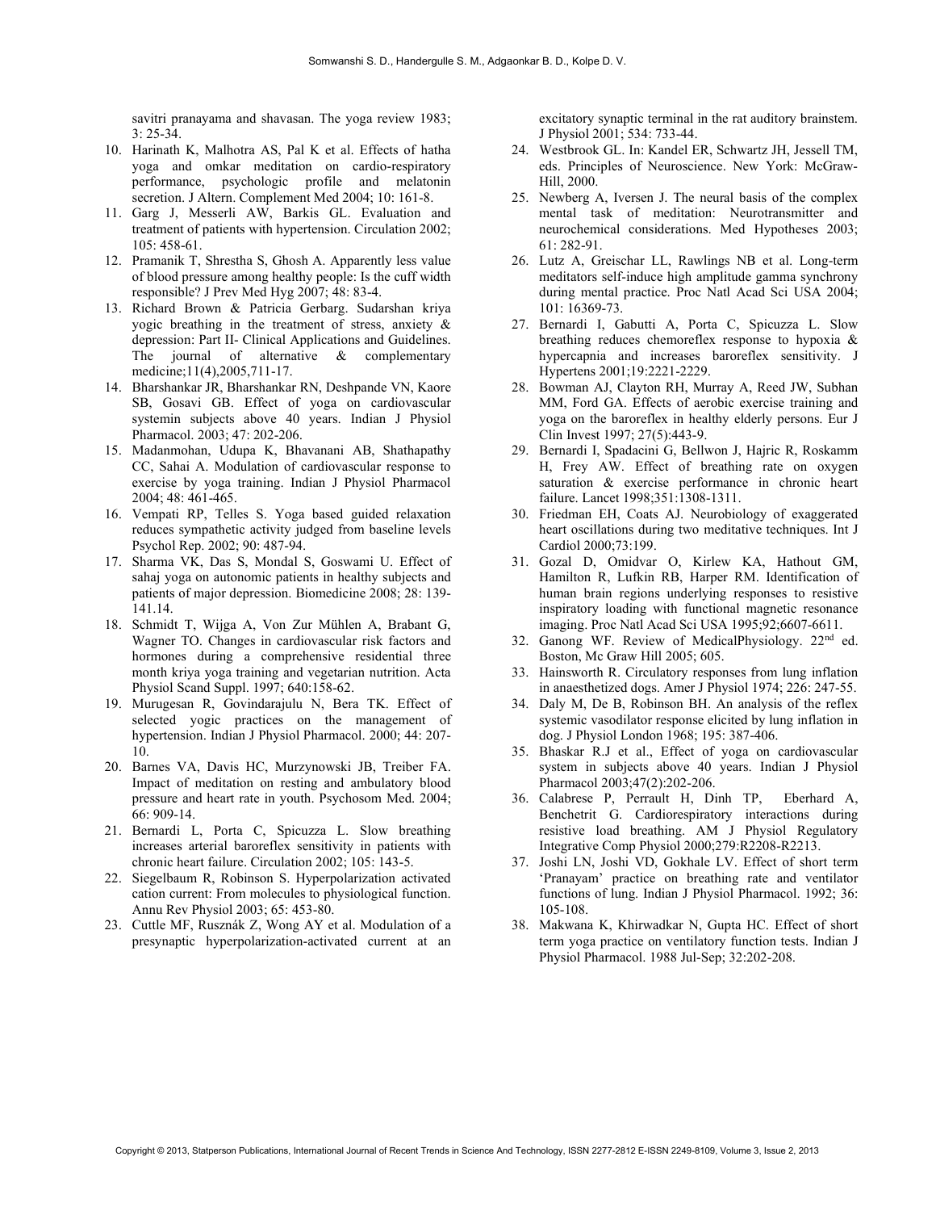savitri pranayama and shavasan. The yoga review 1983; 3: 25-34.

10. Harinath K, Malhotra AS, Pal K et al. Effects of hatha yoga and omkar meditation on cardio-respiratory performance, psychologic profile and melatonin secretion. J Altern. Complement Med 2004; 10: 161-8.
11. Garg J, Messerli AW, Barkis GL. Evaluation and treatment of patients with hypertension. Circulation 2002; 105: 458-61.
12. Pramanik T, Shrestha S, Ghosh A. Apparently less value of blood pressure among healthy people: Is the cuff width responsible? J Prev Med Hyg 2007; 48: 83-4.
13. Richard Brown & Patricia Gerbarg. Sudarshan kriya yogic breathing in the treatment of stress, anxiety & depression: Part II- Clinical Applications and Guidelines. The journal of alternative & complementary medicine;11(4),2005,711-17.
14. Bharshankar JR, Bharshankar RN, Deshpande VN, Kaore SB, Gosavi GB. Effect of yoga on cardiovascular systemin subjects above 40 years. Indian J Physiol Pharmacol. 2003; 47: 202-206.
15. Madanmohan, Udupa K, Bhavanani AB, Shathapathy CC, Sahai A. Modulation of cardiovascular response to exercise by yoga training. Indian J Physiol Pharmacol 2004; 48: 461-465.
16. Vempati RP, Telles S. Yoga based guided relaxation reduces sympathetic activity judged from baseline levels Psychol Rep. 2002; 90: 487-94.
17. Sharma VK, Das S, Mondal S, Goswami U. Effect of sahaj yoga on autonomic patients in healthy subjects and patients of major depression. Biomedicine 2008; 28: 139-141.14.
18. Schmidt T, Wijga A, Von Zur Mühlen A, Brabant G, Wagner TO. Changes in cardiovascular risk factors and hormones during a comprehensive residential three month kriya yoga training and vegetarian nutrition. Acta Physiol Scand Suppl. 1997; 640:158-62.
19. Murugesan R, Govindarajulu N, Bera TK. Effect of selected yogic practices on the management of hypertension. Indian J Physiol Pharmacol. 2000; 44: 207-10.
20. Barnes VA, Davis HC, Murzynowski JB, Treiber FA. Impact of meditation on resting and ambulatory blood pressure and heart rate in youth. Psychosom Med. 2004; 66: 909-14.
21. Bernardi L, Porta C, Spicuzza L. Slow breathing increases arterial baroreflex sensitivity in patients with chronic heart failure. Circulation 2002; 105: 143-5.
22. Siegelbaum R, Robinson S. Hyperpolarization activated cation current: From molecules to physiological function. Annu Rev Physiol 2003; 65: 453-80.
23. Cuttle MF, Rusznák Z, Wong AY et al. Modulation of a presynaptic hyperpolarization-activated current at an excitatory synaptic terminal in the rat auditory brainstem. J Physiol 2001; 534: 733-44.
24. Westbrook GL. In: Kandel ER, Schwartz JH, Jessell TM, eds. Principles of Neuroscience. New York: McGraw-Hill, 2000.
25. Newberg A, Iversen J. The neural basis of the complex mental task of meditation: Neurotransmitter and neurochemical considerations. Med Hypotheses 2003; 61: 282-91.
26. Lutz A, Greischar LL, Rawlings NB et al. Long-term meditators self-induce high amplitude gamma synchrony during mental practice. Proc Natl Acad Sci USA 2004; 101: 16369-73.
27. Bernardi I, Gabutti A, Porta C, Spicuzza L. Slow breathing reduces chemoreflex response to hypoxia & hypercapnia and increases baroreflex sensitivity. J Hypertens 2001;19:2221-2229.
28. Bowman AJ, Clayton RH, Murray A, Reed JW, Subhan MM, Ford GA. Effects of aerobic exercise training and yoga on the baroreflex in healthy elderly persons. Eur J Clin Invest 1997; 27(5):443-9.
29. Bernardi I, Spadacini G, Bellwon J, Hajric R, Roskamm H, Frey AW. Effect of breathing rate on oxygen saturation & exercise performance in chronic heart failure. Lancet 1998;351:1308-1311.
30. Friedman EH, Coats AJ. Neurobiology of exaggerated heart oscillations during two meditative techniques. Int J Cardiol 2000;73:199.
31. Gozal D, Omidvar O, Kirlew KA, Hathout GM, Hamilton R, Lufkin RB, Harper RM. Identification of human brain regions underlying responses to resistive inspiratory loading with functional magnetic resonance imaging. Proc Natl Acad Sci USA 1995;92;6607-6611.
32. Ganong WF. Review of MedicalPhysiology. 22nd ed. Boston, Mc Graw Hill 2005; 605.
33. Hainsworth R. Circulatory responses from lung inflation in anaesthetized dogs. Amer J Physiol 1974; 226: 247-55.
34. Daly M, De B, Robinson BH. An analysis of the reflex systemic vasodilator response elicited by lung inflation in dog. J Physiol London 1968; 195: 387-406.
35. Bhaskar R.J et al., Effect of yoga on cardiovascular system in subjects above 40 years. Indian J Physiol Pharmacol 2003;47(2):202-206.
36. Calabrese P, Perrault H, Dinh TP, Eberhard A, Benchetrit G. Cardiorespiratory interactions during resistive load breathing. AM J Physiol Regulatory Integrative Comp Physiol 2000;279:R2208-R2213.
37. Joshi LN, Joshi VD, Gokhale LV. Effect of short term 'Pranayam' practice on breathing rate and ventilator functions of lung. Indian J Physiol Pharmacol. 1992; 36: 105-108.
38. Makwana K, Khirwadkar N, Gupta HC. Effect of short term yoga practice on ventilatory function tests. Indian J Physiol Pharmacol. 1988 Jul-Sep; 32:202-208.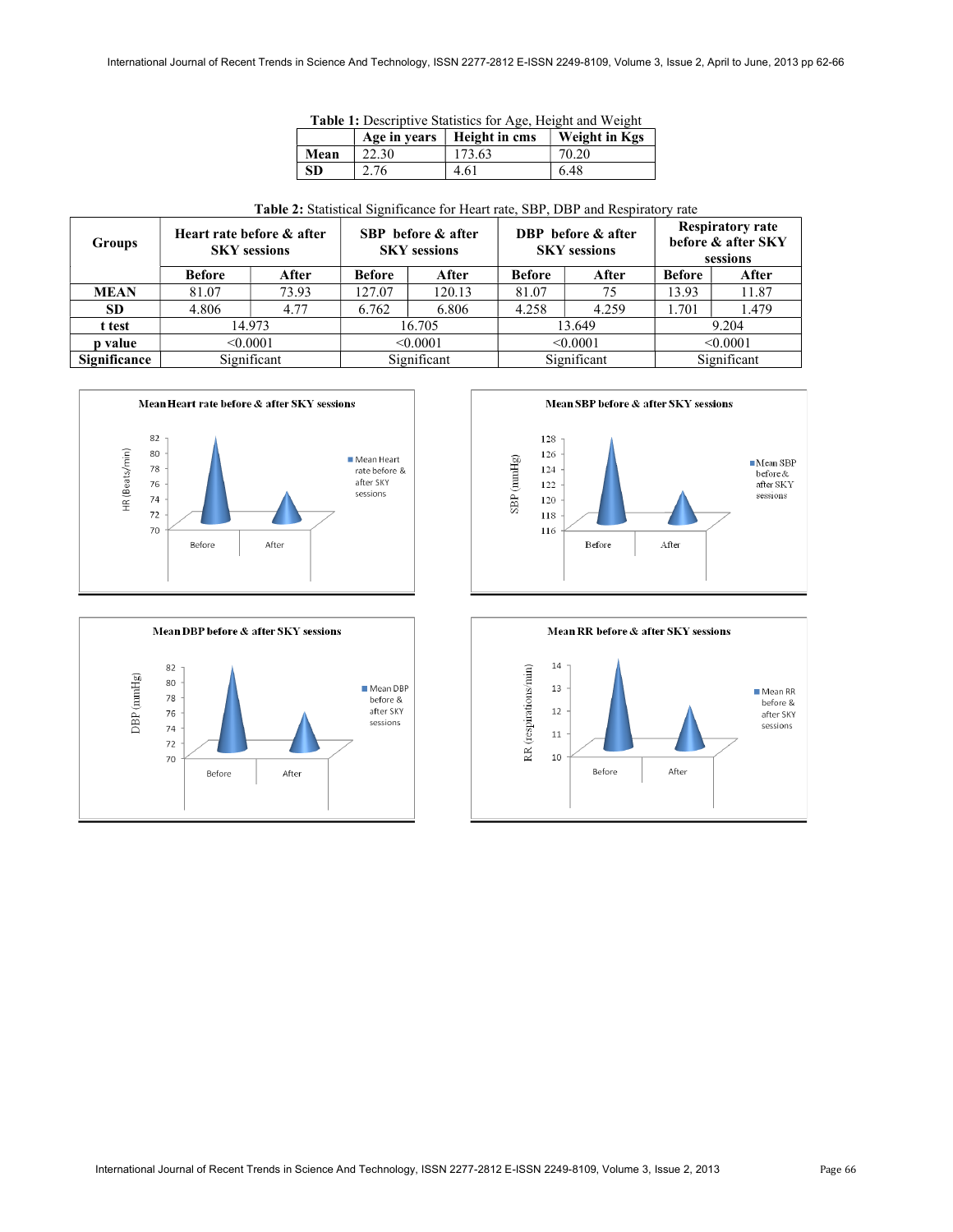**Table 1:** Descriptive Statistics for Age, Height and Weight

| | Age in years | Height in cms | Weight in Kgs |
|---|---|---|---|
| **Mean** | 22.30 | 173.63 | 70.20 |
| **SD** | 2.76 | 4.61 | 6.48 |

**Table 2:** Statistical Significance for Heart rate, SBP, DBP and Respiratory rate

| Groups | Heart rate before & after SKY sessions | | SBP before & after SKY sessions | | DBP before & after SKY sessions | | Respiratory rate before & after SKY sessions | |
|---|---|---|---|---|---|---|---|---|
| | **Before** | **After** | **Before** | **After** | **Before** | **After** | **Before** | **After** |
| **MEAN** | 81.07 | 73.93 | 127.07 | 120.13 | 81.07 | 75 | 13.93 | 11.87 |
| **SD** | 4.806 | 4.77 | 6.762 | 6.806 | 4.258 | 4.259 | 1.701 | 1.479 |
| **t test** | 14.973 | | 16.705 | | 13.649 | | 9.204 | |
| **p value** | <0.0001 | | <0.0001 | | <0.0001 | | <0.0001 | |
| **Significance** | Significant | | Significant | | Significant | | Significant | |

**Mean Heart rate before & after SKY sessions**

HR (Beats/min)

82
80
78
76
74
72
70

Before
After

Mean Heart rate before & after SKY sessions

**Mean SBP before & after SKY sessions**

SBP (mmHg)

128
126
124
122
120
118
116

Before
After

Mean SBP before & after SKY sessions

**Mean DBP before & after SKY sessions**

DBP (mmHg)

82
80
78
76
74
72
70

Before
After

Mean DBP before & after SKY sessions

**Mean RR before & after SKY sessions**

RR (respirations/min)

14
13
12
11
10

Before
After

Mean RR before & after SKY sessions